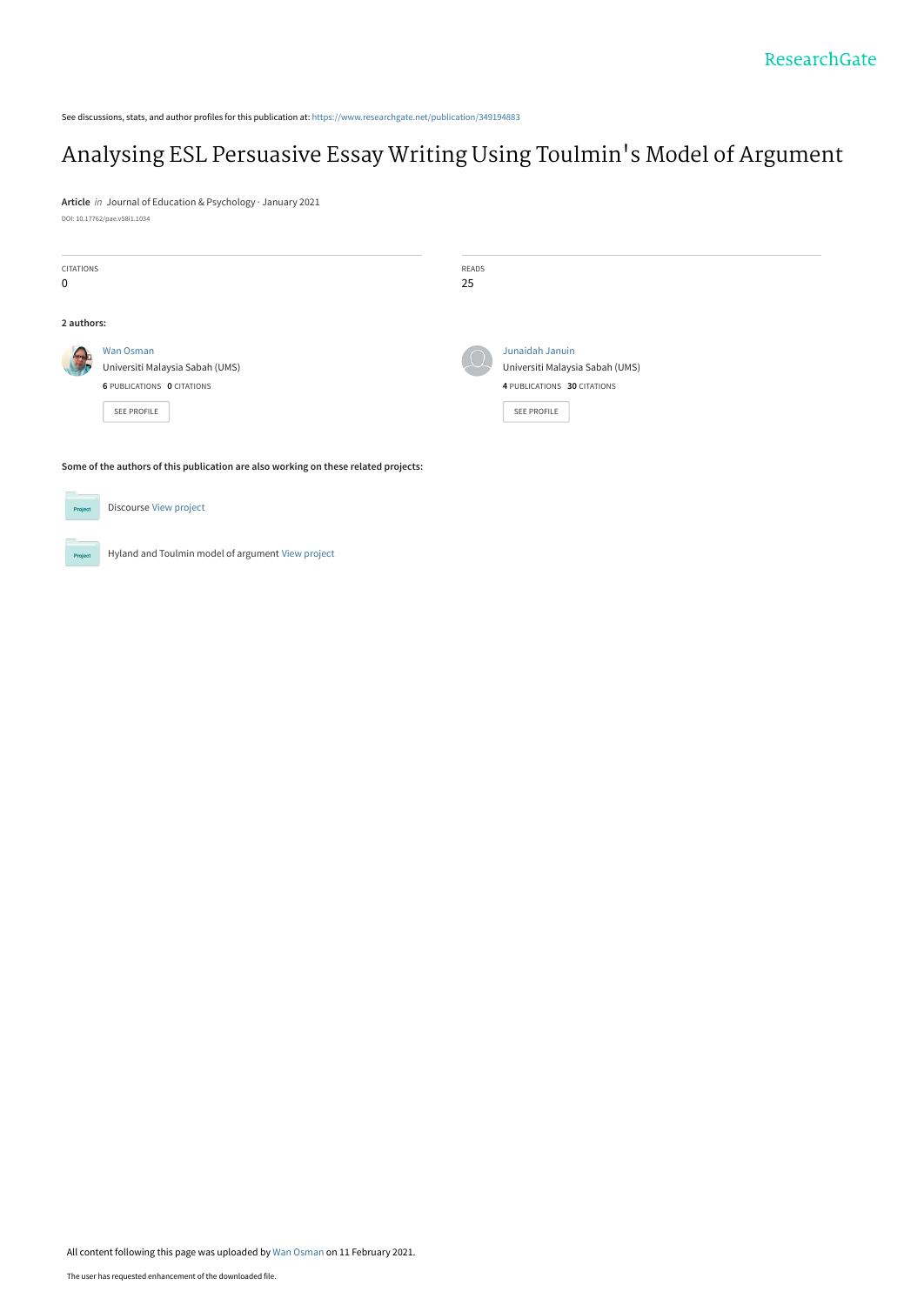See discussions, stats, and author profiles for this publication at: https://www.researchgate.net/publication/349194883

# Analysing ESL Persuasive Essay Writing Using Toulmin's Model of Argument

**Article** *in* Journal of Education & Psychology · January 2021

DOI: 10.17762/pae.v58i1.1034

CITATIONS
0

READS
25

**2 authors:**

Wan Osman
Universiti Malaysia Sabah (UMS)
**6** PUBLICATIONS **0** CITATIONS

SEE PROFILE

Junaidah Januin
Universiti Malaysia Sabah (UMS)
**4** PUBLICATIONS **30** CITATIONS

SEE PROFILE

**Some of the authors of this publication are also working on these related projects:**

Discourse View project

Hyland and Toulmin model of argument View project

All content following this page was uploaded by Wan Osman on 11 February 2021.

The user has requested enhancement of the downloaded file.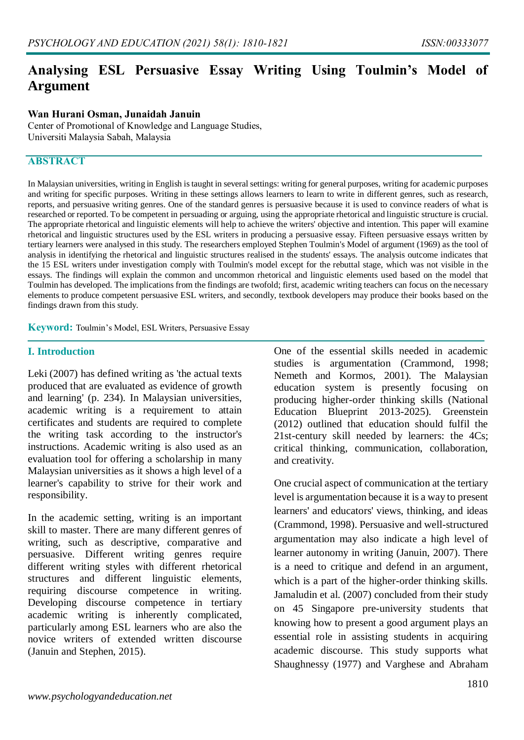# Analysing ESL Persuasive Essay Writing Using Toulmin's Model of Argument

**Wan Hurani Osman, Junaidah Januin**

Center of Promotional of Knowledge and Language Studies,
Universiti Malaysia Sabah, Malaysia

## ABSTRACT

In Malaysian universities, writing in English is taught in several settings: writing for general purposes, writing for academic purposes and writing for specific purposes. Writing in these settings allows learners to learn to write in different genres, such as research, reports, and persuasive writing genres. One of the standard genres is persuasive because it is used to convince readers of what is researched or reported. To be competent in persuading or arguing, using the appropriate rhetorical and linguistic structure is crucial. The appropriate rhetorical and linguistic elements will help to achieve the writers' objective and intention. This paper will examine rhetorical and linguistic structures used by the ESL writers in producing a persuasive essay. Fifteen persuasive essays written by tertiary learners were analysed in this study. The researchers employed Stephen Toulmin's Model of argument (1969) as the tool of analysis in identifying the rhetorical and linguistic structures realised in the students' essays. The analysis outcome indicates that the 15 ESL writers under investigation comply with Toulmin's model except for the rebuttal stage, which was not visible in the essays. The findings will explain the common and uncommon rhetorical and linguistic elements used based on the model that Toulmin has developed. The implications from the findings are twofold; first, academic writing teachers can focus on the necessary elements to produce competent persuasive ESL writers, and secondly, textbook developers may produce their books based on the findings drawn from this study.

**Keyword:** Toulmin's Model, ESL Writers, Persuasive Essay

## I. Introduction

Leki (2007) has defined writing as 'the actual texts produced that are evaluated as evidence of growth and learning' (p. 234). In Malaysian universities, academic writing is a requirement to attain certificates and students are required to complete the writing task according to the instructor's instructions. Academic writing is also used as an evaluation tool for offering a scholarship in many Malaysian universities as it shows a high level of a learner's capability to strive for their work and responsibility.

In the academic setting, writing is an important skill to master. There are many different genres of writing, such as descriptive, comparative and persuasive. Different writing genres require different writing styles with different rhetorical structures and different linguistic elements, requiring discourse competence in writing. Developing discourse competence in tertiary academic writing is inherently complicated, particularly among ESL learners who are also the novice writers of extended written discourse (Januin and Stephen, 2015).

One of the essential skills needed in academic studies is argumentation (Crammond, 1998; Nemeth and Kormos, 2001). The Malaysian education system is presently focusing on producing higher-order thinking skills (National Education Blueprint 2013-2025). Greenstein (2012) outlined that education should fulfil the 21st-century skill needed by learners: the 4Cs; critical thinking, communication, collaboration, and creativity.

One crucial aspect of communication at the tertiary level is argumentation because it is a way to present learners' and educators' views, thinking, and ideas (Crammond, 1998). Persuasive and well-structured argumentation may also indicate a high level of learner autonomy in writing (Januin, 2007). There is a need to critique and defend in an argument, which is a part of the higher-order thinking skills. Jamaludin et al. (2007) concluded from their study on 45 Singapore pre-university students that knowing how to present a good argument plays an essential role in assisting students in acquiring academic discourse. This study supports what Shaughnessy (1977) and Varghese and Abraham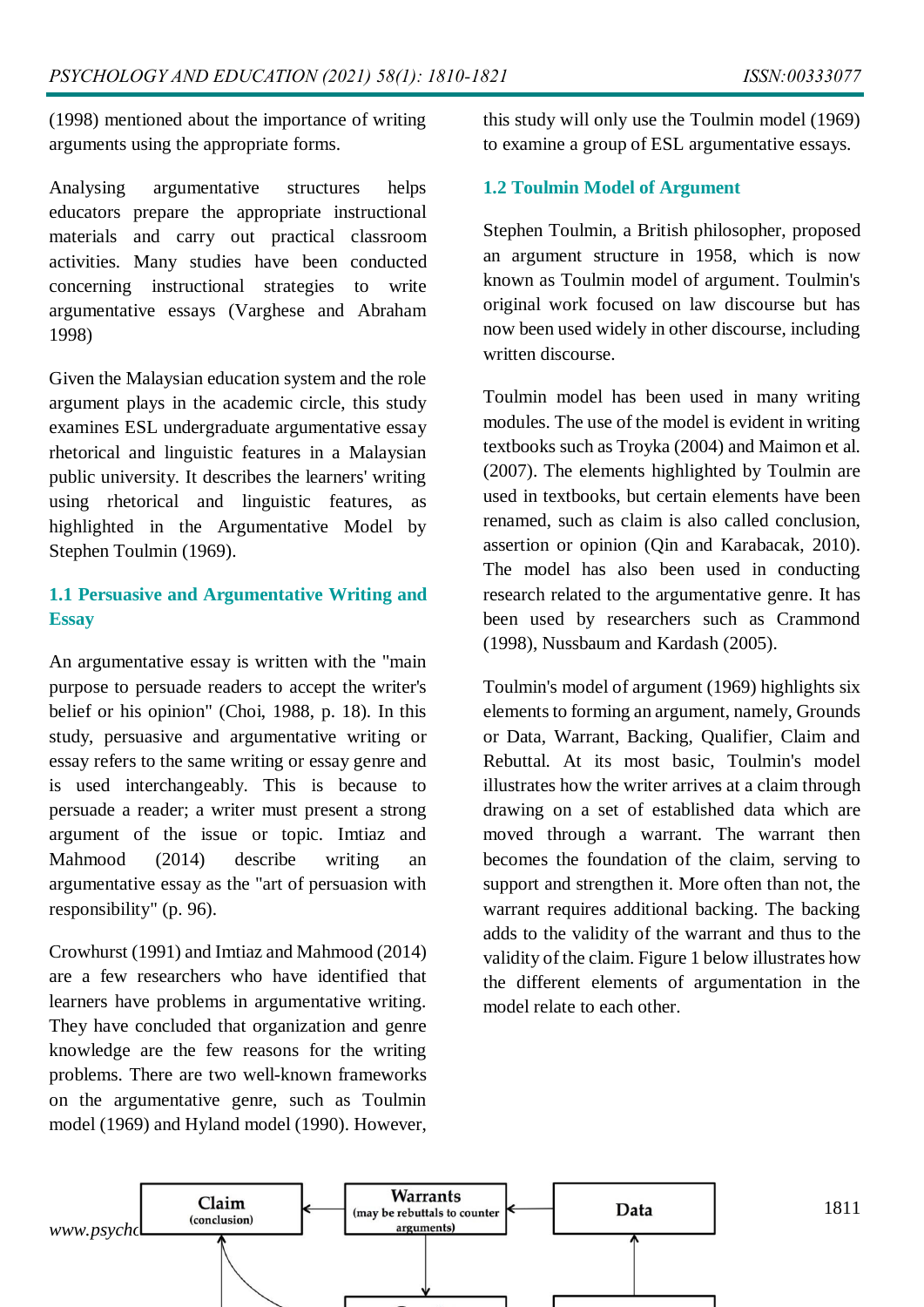(1998) mentioned about the importance of writing arguments using the appropriate forms.

Analysing argumentative structures helps educators prepare the appropriate instructional materials and carry out practical classroom activities. Many studies have been conducted concerning instructional strategies to write argumentative essays (Varghese and Abraham 1998)

Given the Malaysian education system and the role argument plays in the academic circle, this study examines ESL undergraduate argumentative essay rhetorical and linguistic features in a Malaysian public university. It describes the learners' writing using rhetorical and linguistic features, as highlighted in the Argumentative Model by Stephen Toulmin (1969).

## 1.1 Persuasive and Argumentative Writing and Essay

An argumentative essay is written with the "main purpose to persuade readers to accept the writer's belief or his opinion" (Choi, 1988, p. 18). In this study, persuasive and argumentative writing or essay refers to the same writing or essay genre and is used interchangeably. This is because to persuade a reader; a writer must present a strong argument of the issue or topic. Imtiaz and Mahmood (2014) describe writing an argumentative essay as the "art of persuasion with responsibility" (p. 96).

Crowhurst (1991) and Imtiaz and Mahmood (2014) are a few researchers who have identified that learners have problems in argumentative writing. They have concluded that organization and genre knowledge are the few reasons for the writing problems. There are two well-known frameworks on the argumentative genre, such as Toulmin model (1969) and Hyland model (1990). However, this study will only use the Toulmin model (1969) to examine a group of ESL argumentative essays.

## 1.2 Toulmin Model of Argument

Stephen Toulmin, a British philosopher, proposed an argument structure in 1958, which is now known as Toulmin model of argument. Toulmin's original work focused on law discourse but has now been used widely in other discourse, including written discourse.

Toulmin model has been used in many writing modules. The use of the model is evident in writing textbooks such as Troyka (2004) and Maimon et al. (2007). The elements highlighted by Toulmin are used in textbooks, but certain elements have been renamed, such as claim is also called conclusion, assertion or opinion (Qin and Karabacak, 2010). The model has also been used in conducting research related to the argumentative genre. It has been used by researchers such as Crammond (1998), Nussbaum and Kardash (2005).

Toulmin's model of argument (1969) highlights six elements to forming an argument, namely, Grounds or Data, Warrant, Backing, Qualifier, Claim and Rebuttal. At its most basic, Toulmin's model illustrates how the writer arrives at a claim through drawing on a set of established data which are moved through a warrant. The warrant then becomes the foundation of the claim, serving to support and strengthen it. More often than not, the warrant requires additional backing. The backing adds to the validity of the warrant and thus to the validity of the claim. Figure 1 below illustrates how the different elements of argumentation in the model relate to each other.

Claim (conclusion) ← Warrants (may be rebuttals to counter arguments) ← Data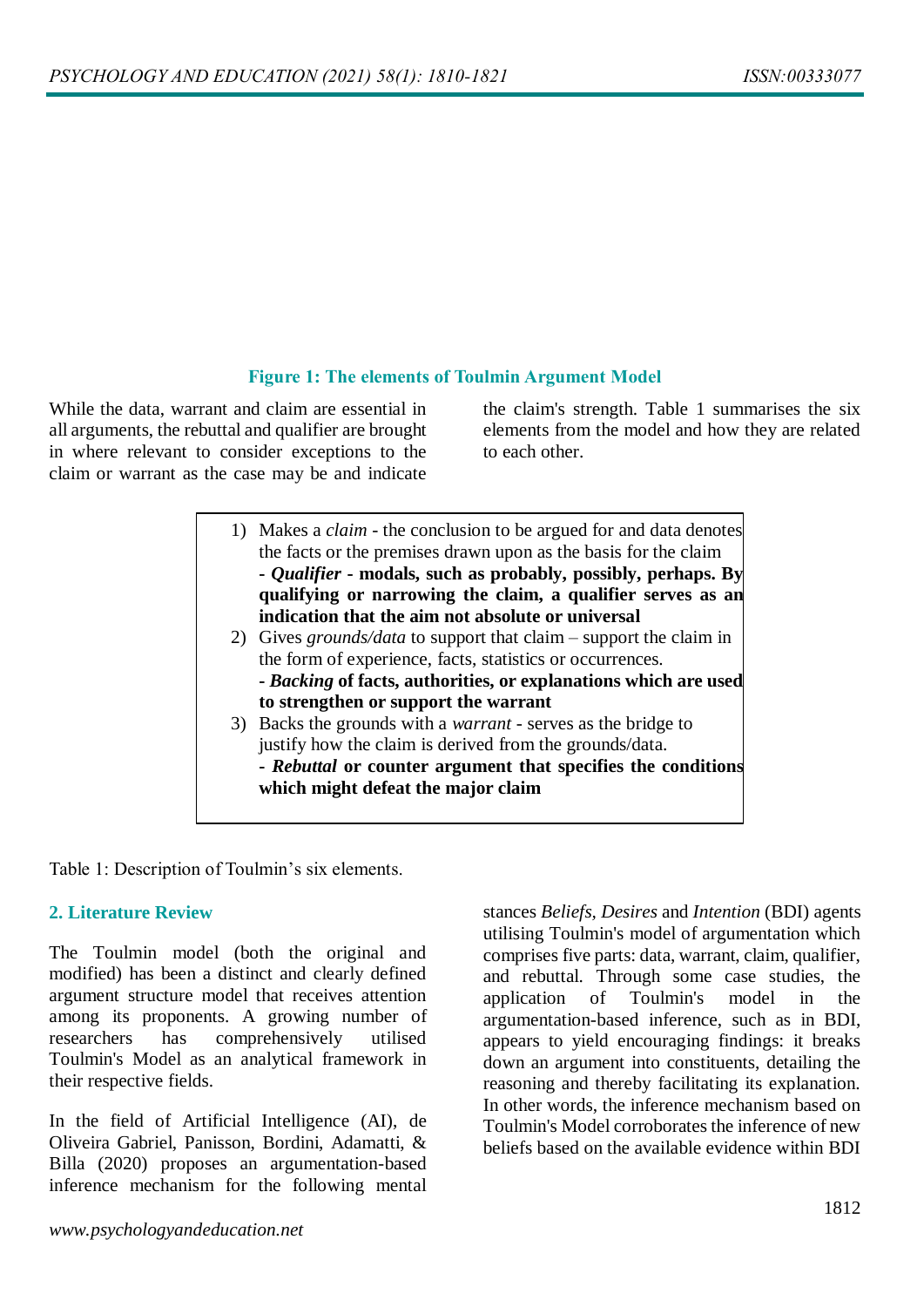**Figure 1: The elements of Toulmin Argument Model**

While the data, warrant and claim are essential in all arguments, the rebuttal and qualifier are brought in where relevant to consider exceptions to the claim or warrant as the case may be and indicate the claim's strength. Table 1 summarises the six elements from the model and how they are related to each other.

1) Makes a *claim* - the conclusion to be argued for and data denotes the facts or the premises drawn upon as the basis for the claim
   **- *Qualifier* - modals, such as probably, possibly, perhaps. By qualifying or narrowing the claim, a qualifier serves as an indication that the aim not absolute or universal**
2) Gives *grounds/data* to support that claim – support the claim in the form of experience, facts, statistics or occurrences.
   **- *Backing* of facts, authorities, or explanations which are used to strengthen or support the warrant**
3) Backs the grounds with a *warrant* - serves as the bridge to justify how the claim is derived from the grounds/data.
   **- *Rebuttal* or counter argument that specifies the conditions which might defeat the major claim**

Table 1: Description of Toulmin's six elements.

## 2. Literature Review

The Toulmin model (both the original and modified) has been a distinct and clearly defined argument structure model that receives attention among its proponents. A growing number of researchers has comprehensively utilised Toulmin's Model as an analytical framework in their respective fields.

In the field of Artificial Intelligence (AI), de Oliveira Gabriel, Panisson, Bordini, Adamatti, & Billa (2020) proposes an argumentation-based inference mechanism for the following mental stances *Beliefs, Desires* and *Intention* (BDI) agents utilising Toulmin's model of argumentation which comprises five parts: data, warrant, claim, qualifier, and rebuttal. Through some case studies, the application of Toulmin's model in the argumentation-based inference, such as in BDI, appears to yield encouraging findings: it breaks down an argument into constituents, detailing the reasoning and thereby facilitating its explanation. In other words, the inference mechanism based on Toulmin's Model corroborates the inference of new beliefs based on the available evidence within BDI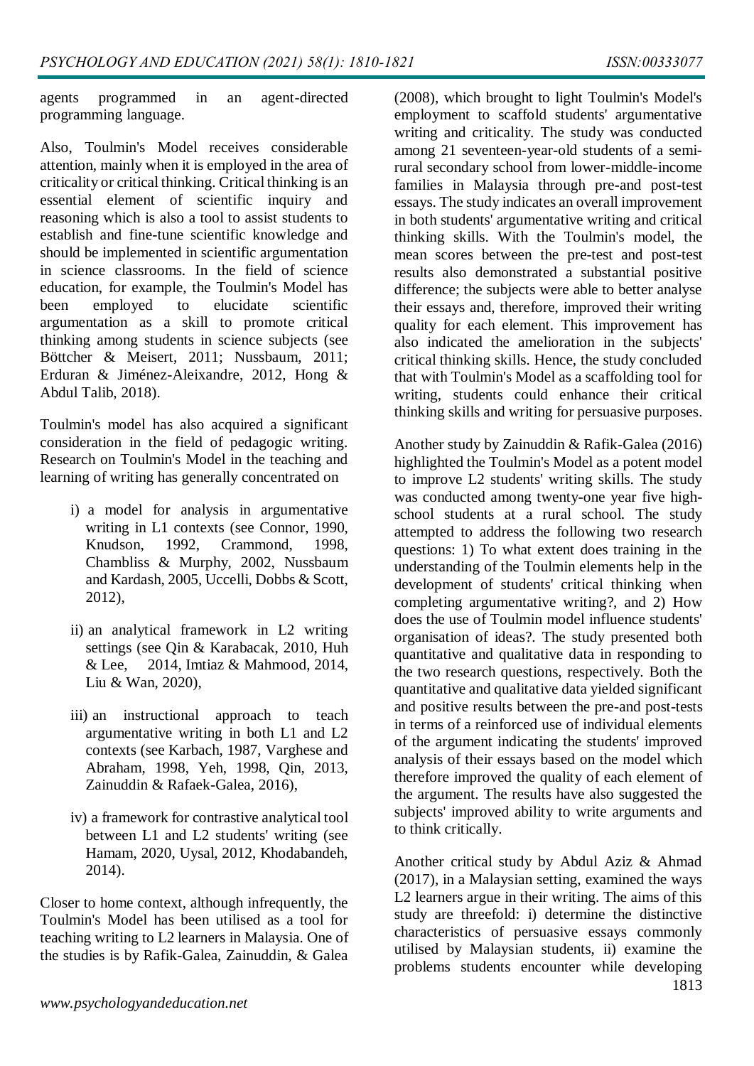agents programmed in an agent-directed programming language.

Also, Toulmin's Model receives considerable attention, mainly when it is employed in the area of criticality or critical thinking. Critical thinking is an essential element of scientific inquiry and reasoning which is also a tool to assist students to establish and fine-tune scientific knowledge and should be implemented in scientific argumentation in science classrooms. In the field of science education, for example, the Toulmin's Model has been employed to elucidate scientific argumentation as a skill to promote critical thinking among students in science subjects (see Böttcher & Meisert, 2011; Nussbaum, 2011; Erduran & Jiménez-Aleixandre, 2012, Hong & Abdul Talib, 2018).

Toulmin's model has also acquired a significant consideration in the field of pedagogic writing. Research on Toulmin's Model in the teaching and learning of writing has generally concentrated on

i) a model for analysis in argumentative writing in L1 contexts (see Connor, 1990, Knudson, 1992, Crammond, 1998, Chambliss & Murphy, 2002, Nussbaum and Kardash, 2005, Uccelli, Dobbs & Scott, 2012),

ii) an analytical framework in L2 writing settings (see Qin & Karabacak, 2010, Huh & Lee, 2014, Imtiaz & Mahmood, 2014, Liu & Wan, 2020),

iii) an instructional approach to teach argumentative writing in both L1 and L2 contexts (see Karbach, 1987, Varghese and Abraham, 1998, Yeh, 1998, Qin, 2013, Zainuddin & Rafaek-Galea, 2016),

iv) a framework for contrastive analytical tool between L1 and L2 students' writing (see Hamam, 2020, Uysal, 2012, Khodabandeh, 2014).

Closer to home context, although infrequently, the Toulmin's Model has been utilised as a tool for teaching writing to L2 learners in Malaysia. One of the studies is by Rafik-Galea, Zainuddin, & Galea (2008), which brought to light Toulmin's Model's employment to scaffold students' argumentative writing and criticality. The study was conducted among 21 seventeen-year-old students of a semi-rural secondary school from lower-middle-income families in Malaysia through pre-and post-test essays. The study indicates an overall improvement in both students' argumentative writing and critical thinking skills. With the Toulmin's model, the mean scores between the pre-test and post-test results also demonstrated a substantial positive difference; the subjects were able to better analyse their essays and, therefore, improved their writing quality for each element. This improvement has also indicated the amelioration in the subjects' critical thinking skills. Hence, the study concluded that with Toulmin's Model as a scaffolding tool for writing, students could enhance their critical thinking skills and writing for persuasive purposes.

Another study by Zainuddin & Rafik-Galea (2016) highlighted the Toulmin's Model as a potent model to improve L2 students' writing skills. The study was conducted among twenty-one year five high-school students at a rural school. The study attempted to address the following two research questions: 1) To what extent does training in the understanding of the Toulmin elements help in the development of students' critical thinking when completing argumentative writing?, and 2) How does the use of Toulmin model influence students' organisation of ideas?. The study presented both quantitative and qualitative data in responding to the two research questions, respectively. Both the quantitative and qualitative data yielded significant and positive results between the pre-and post-tests in terms of a reinforced use of individual elements of the argument indicating the students' improved analysis of their essays based on the model which therefore improved the quality of each element of the argument. The results have also suggested the subjects' improved ability to write arguments and to think critically.

Another critical study by Abdul Aziz & Ahmad (2017), in a Malaysian setting, examined the ways L2 learners argue in their writing. The aims of this study are threefold: i) determine the distinctive characteristics of persuasive essays commonly utilised by Malaysian students, ii) examine the problems students encounter while developing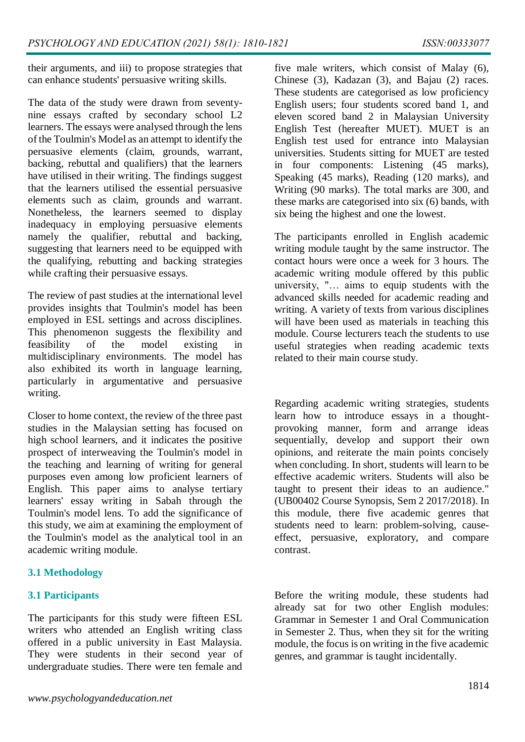their arguments, and iii) to propose strategies that can enhance students' persuasive writing skills.

The data of the study were drawn from seventy-nine essays crafted by secondary school L2 learners. The essays were analysed through the lens of the Toulmin's Model as an attempt to identify the persuasive elements (claim, grounds, warrant, backing, rebuttal and qualifiers) that the learners have utilised in their writing. The findings suggest that the learners utilised the essential persuasive elements such as claim, grounds and warrant. Nonetheless, the learners seemed to display inadequacy in employing persuasive elements namely the qualifier, rebuttal and backing, suggesting that learners need to be equipped with the qualifying, rebutting and backing strategies while crafting their persuasive essays.

The review of past studies at the international level provides insights that Toulmin's model has been employed in ESL settings and across disciplines. This phenomenon suggests the flexibility and feasibility of the model existing in multidisciplinary environments. The model has also exhibited its worth in language learning, particularly in argumentative and persuasive writing.

Closer to home context, the review of the three past studies in the Malaysian setting has focused on high school learners, and it indicates the positive prospect of interweaving the Toulmin's model in the teaching and learning of writing for general purposes even among low proficient learners of English. This paper aims to analyse tertiary learners' essay writing in Sabah through the Toulmin's model lens. To add the significance of this study, we aim at examining the employment of the Toulmin's model as the analytical tool in an academic writing module.

## 3.1 Methodology

### 3.1 Participants

The participants for this study were fifteen ESL writers who attended an English writing class offered in a public university in East Malaysia. They were students in their second year of undergraduate studies. There were ten female and five male writers, which consist of Malay (6), Chinese (3), Kadazan (3), and Bajau (2) races. These students are categorised as low proficiency English users; four students scored band 1, and eleven scored band 2 in Malaysian University English Test (hereafter MUET). MUET is an English test used for entrance into Malaysian universities. Students sitting for MUET are tested in four components: Listening (45 marks), Speaking (45 marks), Reading (120 marks), and Writing (90 marks). The total marks are 300, and these marks are categorised into six (6) bands, with six being the highest and one the lowest.

The participants enrolled in English academic writing module taught by the same instructor. The contact hours were once a week for 3 hours. The academic writing module offered by this public university, "… aims to equip students with the advanced skills needed for academic reading and writing. A variety of texts from various disciplines will have been used as materials in teaching this module. Course lecturers teach the students to use useful strategies when reading academic texts related to their main course study.

Regarding academic writing strategies, students learn how to introduce essays in a thought-provoking manner, form and arrange ideas sequentially, develop and support their own opinions, and reiterate the main points concisely when concluding. In short, students will learn to be effective academic writers. Students will also be taught to present their ideas to an audience." (UB00402 Course Synopsis, Sem 2 2017/2018). In this module, there five academic genres that students need to learn: problem-solving, cause-effect, persuasive, exploratory, and compare contrast.

Before the writing module, these students had already sat for two other English modules: Grammar in Semester 1 and Oral Communication in Semester 2. Thus, when they sit for the writing module, the focus is on writing in the five academic genres, and grammar is taught incidentally.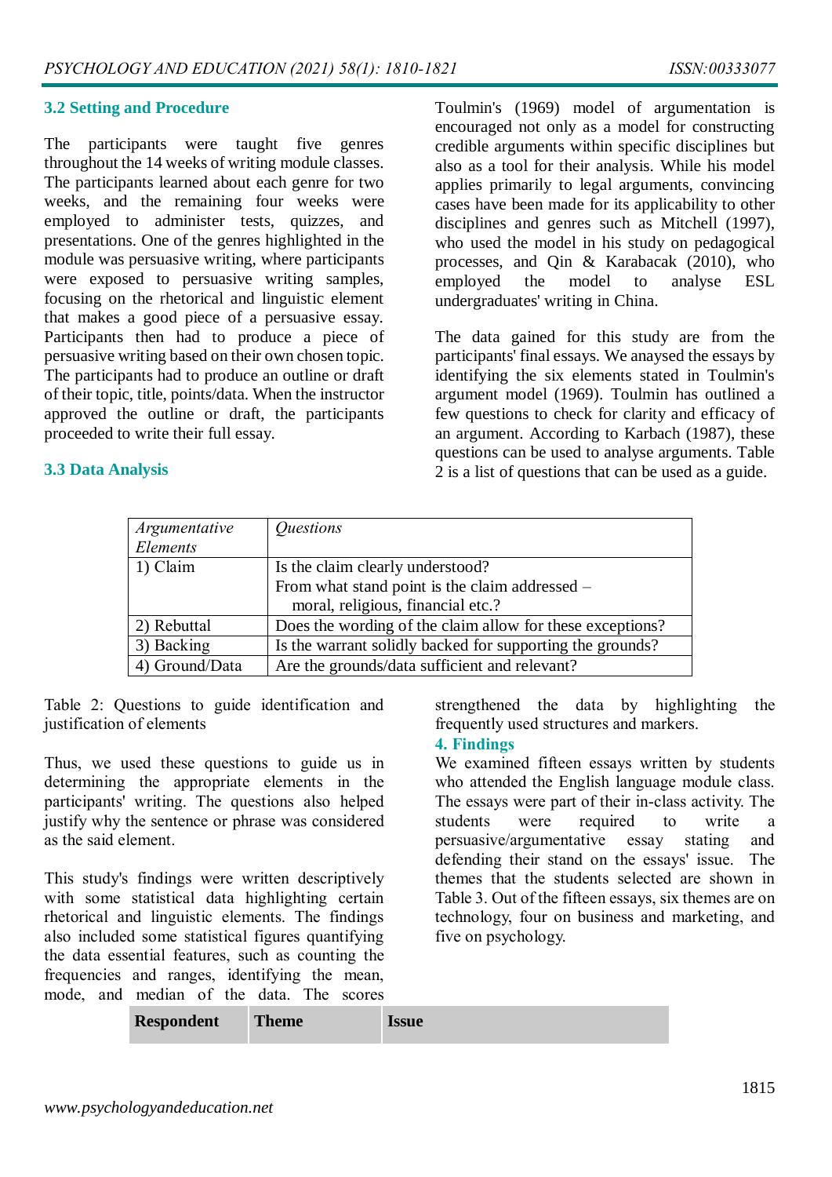### 3.2 Setting and Procedure

The participants were taught five genres throughout the 14 weeks of writing module classes. The participants learned about each genre for two weeks, and the remaining four weeks were employed to administer tests, quizzes, and presentations. One of the genres highlighted in the module was persuasive writing, where participants were exposed to persuasive writing samples, focusing on the rhetorical and linguistic element that makes a good piece of a persuasive essay. Participants then had to produce a piece of persuasive writing based on their own chosen topic. The participants had to produce an outline or draft of their topic, title, points/data. When the instructor approved the outline or draft, the participants proceeded to write their full essay.

### 3.3 Data Analysis

Toulmin's (1969) model of argumentation is encouraged not only as a model for constructing credible arguments within specific disciplines but also as a tool for their analysis. While his model applies primarily to legal arguments, convincing cases have been made for its applicability to other disciplines and genres such as Mitchell (1997), who used the model in his study on pedagogical processes, and Qin & Karabacak (2010), who employed the model to analyse ESL undergraduates' writing in China.

The data gained for this study are from the participants' final essays. We anaysed the essays by identifying the six elements stated in Toulmin's argument model (1969). Toulmin has outlined a few questions to check for clarity and efficacy of an argument. According to Karbach (1987), these questions can be used to analyse arguments. Table 2 is a list of questions that can be used as a guide.

| *Argumentative Elements* | *Questions* |
|---|---|
| 1) Claim | Is the claim clearly understood?<br>From what stand point is the claim addressed – moral, religious, financial etc.? |
| 2) Rebuttal | Does the wording of the claim allow for these exceptions? |
| 3) Backing | Is the warrant solidly backed for supporting the grounds? |
| 4) Ground/Data | Are the grounds/data sufficient and relevant? |

Table 2: Questions to guide identification and justification of elements

Thus, we used these questions to guide us in determining the appropriate elements in the participants' writing. The questions also helped justify why the sentence or phrase was considered as the said element.

This study's findings were written descriptively with some statistical data highlighting certain rhetorical and linguistic elements. The findings also included some statistical figures quantifying the data essential features, such as counting the frequencies and ranges, identifying the mean, mode, and median of the data. The scores strengthened the data by highlighting the frequently used structures and markers.

### 4. Findings

We examined fifteen essays written by students who attended the English language module class. The essays were part of their in-class activity. The students were required to write a persuasive/argumentative essay stating and defending their stand on the essays' issue. The themes that the students selected are shown in Table 3. Out of the fifteen essays, six themes are on technology, four on business and marketing, and five on psychology.

| **Respondent** | **Theme** | **Issue** |
|---|---|---|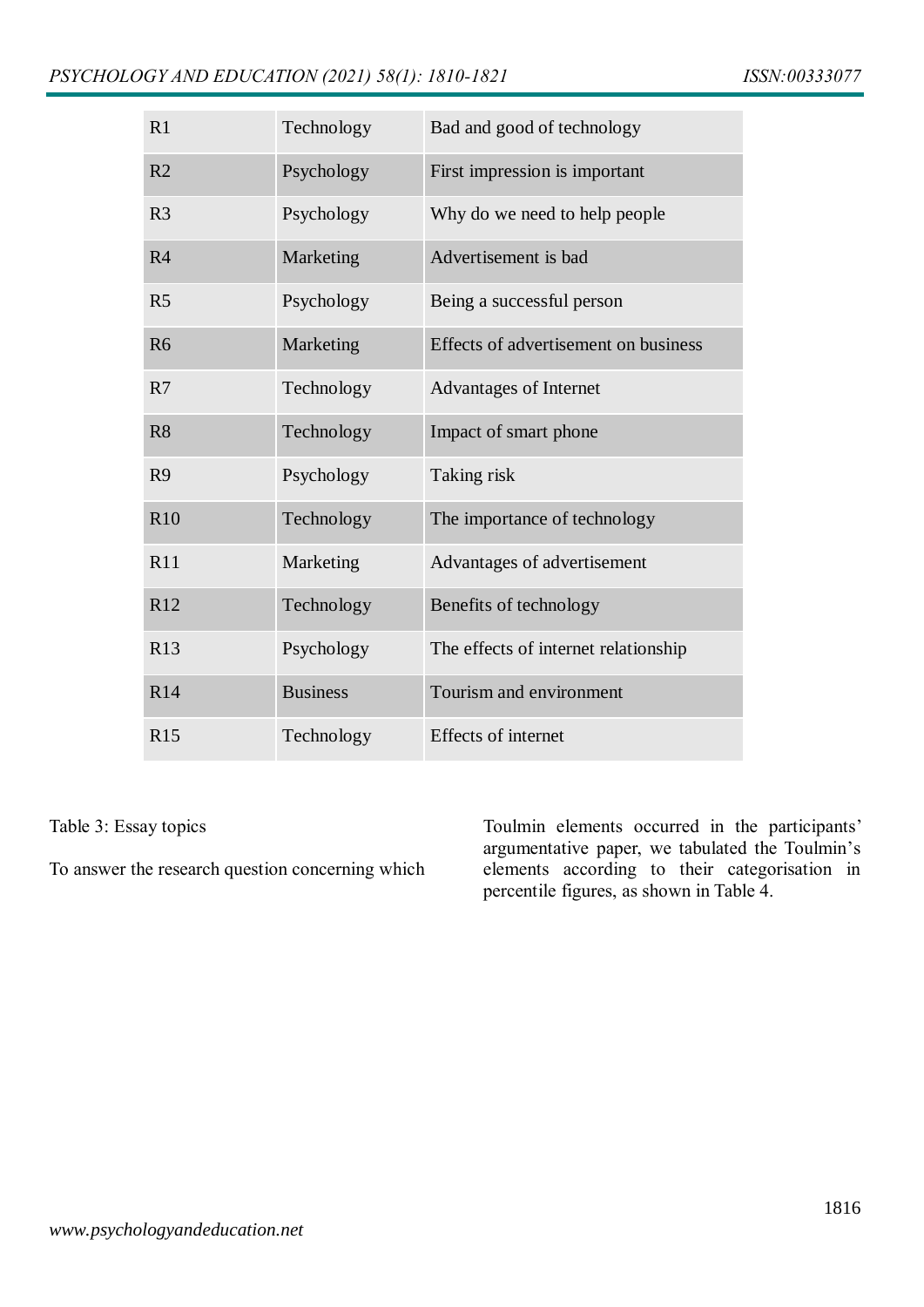| R1 | Technology | Bad and good of technology |
|---|---|---|
| R2 | Psychology | First impression is important |
| R3 | Psychology | Why do we need to help people |
| R4 | Marketing | Advertisement is bad |
| R5 | Psychology | Being a successful person |
| R6 | Marketing | Effects of advertisement on business |
| R7 | Technology | Advantages of Internet |
| R8 | Technology | Impact of smart phone |
| R9 | Psychology | Taking risk |
| R10 | Technology | The importance of technology |
| R11 | Marketing | Advantages of advertisement |
| R12 | Technology | Benefits of technology |
| R13 | Psychology | The effects of internet relationship |
| R14 | Business | Tourism and environment |
| R15 | Technology | Effects of internet |

Table 3: Essay topics

To answer the research question concerning which Toulmin elements occurred in the participants' argumentative paper, we tabulated the Toulmin's elements according to their categorisation in percentile figures, as shown in Table 4.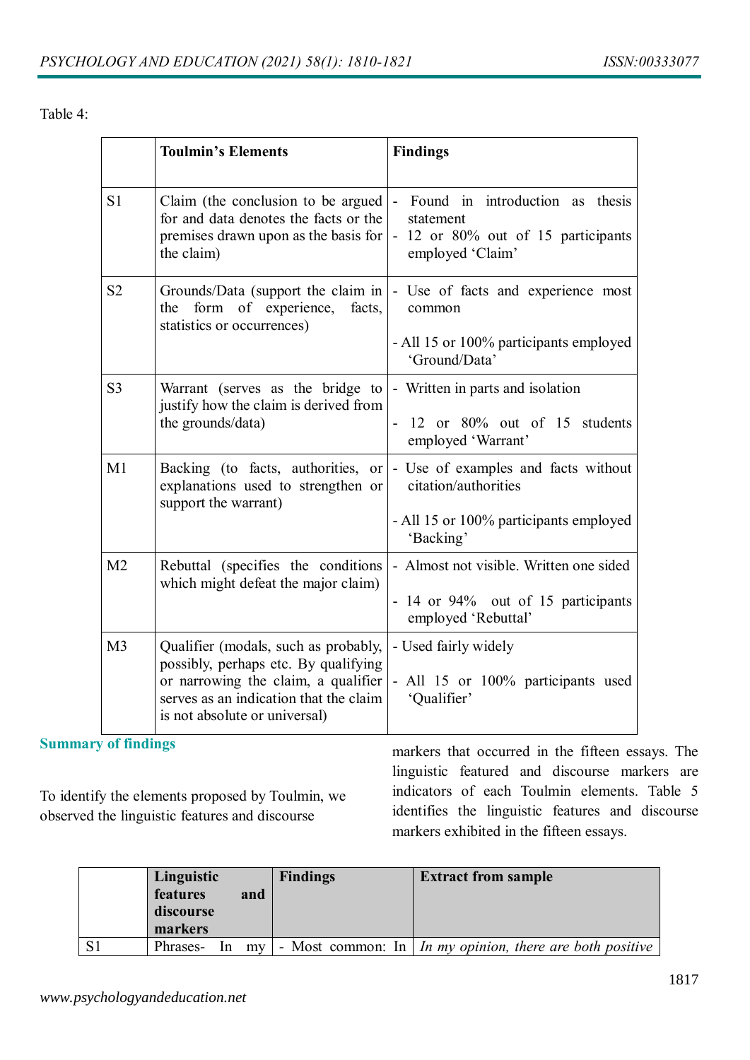Table 4:

| | Toulmin's Elements | Findings |
|---|---|---|
| S1 | Claim (the conclusion to be argued for and data denotes the facts or the premises drawn upon as the basis for the claim) | - Found in introduction as thesis statement<br>- 12 or 80% out of 15 participants employed 'Claim' |
| S2 | Grounds/Data (support the claim in the form of experience, facts, statistics or occurrences) | - Use of facts and experience most common<br>- All 15 or 100% participants employed 'Ground/Data' |
| S3 | Warrant (serves as the bridge to justify how the claim is derived from the grounds/data) | - Written in parts and isolation<br>- 12 or 80% out of 15 students employed 'Warrant' |
| M1 | Backing (to facts, authorities, or explanations used to strengthen or support the warrant) | - Use of examples and facts without citation/authorities<br>- All 15 or 100% participants employed 'Backing' |
| M2 | Rebuttal (specifies the conditions which might defeat the major claim) | - Almost not visible. Written one sided<br>- 14 or 94% out of 15 participants employed 'Rebuttal' |
| M3 | Qualifier (modals, such as probably, possibly, perhaps etc. By qualifying or narrowing the claim, a qualifier serves as an indication that the claim is not absolute or universal) | - Used fairly widely<br>- All 15 or 100% participants used 'Qualifier' |

## Summary of findings

To identify the elements proposed by Toulmin, we observed the linguistic features and discourse markers that occurred in the fifteen essays. The linguistic featured and discourse markers are indicators of each Toulmin elements. Table 5 identifies the linguistic features and discourse markers exhibited in the fifteen essays.

| | Linguistic features and discourse markers | Findings | Extract from sample |
|---|---|---|---|
| S1 | Phrases- In my | - Most common: In | *In my opinion, there are both positive* |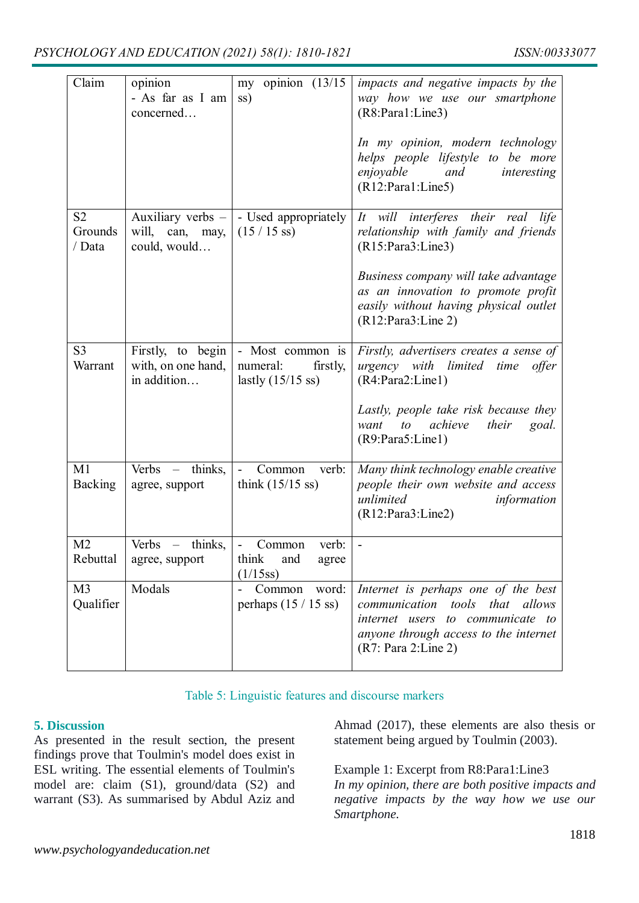| Claim | opinion - As far as I am concerned… | my opinion (13/15 ss) | *impacts and negative impacts by the way how we use our smartphone* (R8:Para1:Line3) *In my opinion, modern technology helps people lifestyle to be more enjoyable and interesting* (R12:Para1:Line5) |
|---|---|---|---|
| S2 Grounds / Data | Auxiliary verbs – will, can, may, could, would… | - Used appropriately (15 / 15 ss) | *It will interferes their real life relationship with family and friends* (R15:Para3:Line3) *Business company will take advantage as an innovation to promote profit easily without having physical outlet* (R12:Para3:Line 2) |
| S3 Warrant | Firstly, to begin with, on one hand, in addition… | - Most common is numeral: firstly, lastly (15/15 ss) | *Firstly, advertisers creates a sense of urgency with limited time offer* (R4:Para2:Line1) *Lastly, people take risk because they want to achieve their goal.* (R9:Para5:Line1) |
| M1 Backing | Verbs – thinks, agree, support | - Common verb: think (15/15 ss) | *Many think technology enable creative people their own website and access unlimited information* (R12:Para3:Line2) |
| M2 Rebuttal | Verbs – thinks, agree, support | - Common verb: think and agree (1/15ss) | - |
| M3 Qualifier | Modals | - Common word: perhaps (15 / 15 ss) | *Internet is perhaps one of the best communication tools that allows internet users to communicate to anyone through access to the internet* (R7: Para 2:Line 2) |

Table 5: Linguistic features and discourse markers

## 5. Discussion

As presented in the result section, the present findings prove that Toulmin's model does exist in ESL writing. The essential elements of Toulmin's model are: claim (S1), ground/data (S2) and warrant (S3). As summarised by Abdul Aziz and Ahmad (2017), these elements are also thesis or statement being argued by Toulmin (2003).

Example 1: Excerpt from R8:Para1:Line3
*In my opinion, there are both positive impacts and negative impacts by the way how we use our Smartphone.*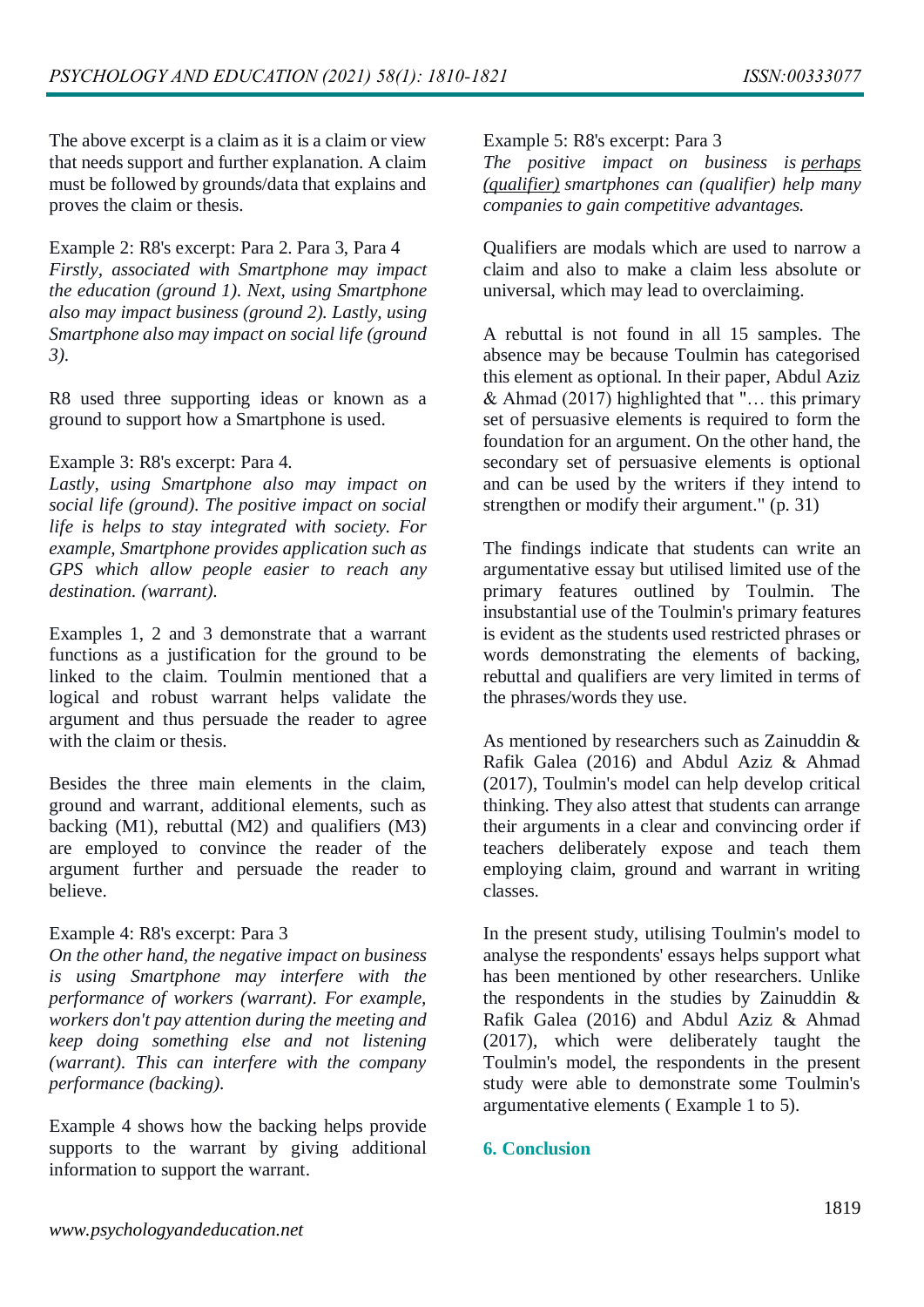The above excerpt is a claim as it is a claim or view that needs support and further explanation. A claim must be followed by grounds/data that explains and proves the claim or thesis.

Example 2: R8's excerpt: Para 2. Para 3, Para 4
*Firstly, associated with Smartphone may impact the education (ground 1). Next, using Smartphone also may impact business (ground 2). Lastly, using Smartphone also may impact on social life (ground 3).*

R8 used three supporting ideas or known as a ground to support how a Smartphone is used.

Example 3: R8's excerpt: Para 4.
*Lastly, using Smartphone also may impact on social life (ground). The positive impact on social life is helps to stay integrated with society. For example, Smartphone provides application such as GPS which allow people easier to reach any destination. (warrant).*

Examples 1, 2 and 3 demonstrate that a warrant functions as a justification for the ground to be linked to the claim. Toulmin mentioned that a logical and robust warrant helps validate the argument and thus persuade the reader to agree with the claim or thesis.

Besides the three main elements in the claim, ground and warrant, additional elements, such as backing (M1), rebuttal (M2) and qualifiers (M3) are employed to convince the reader of the argument further and persuade the reader to believe.

Example 4: R8's excerpt: Para 3
*On the other hand, the negative impact on business is using Smartphone may interfere with the performance of workers (warrant). For example, workers don't pay attention during the meeting and keep doing something else and not listening (warrant). This can interfere with the company performance (backing).*

Example 4 shows how the backing helps provide supports to the warrant by giving additional information to support the warrant.

Example 5: R8's excerpt: Para 3
*The positive impact on business is <u>perhaps (qualifier)</u> smartphones can (qualifier) help many companies to gain competitive advantages.*

Qualifiers are modals which are used to narrow a claim and also to make a claim less absolute or universal, which may lead to overclaiming.

A rebuttal is not found in all 15 samples. The absence may be because Toulmin has categorised this element as optional. In their paper, Abdul Aziz & Ahmad (2017) highlighted that "… this primary set of persuasive elements is required to form the foundation for an argument. On the other hand, the secondary set of persuasive elements is optional and can be used by the writers if they intend to strengthen or modify their argument." (p. 31)

The findings indicate that students can write an argumentative essay but utilised limited use of the primary features outlined by Toulmin. The insubstantial use of the Toulmin's primary features is evident as the students used restricted phrases or words demonstrating the elements of backing, rebuttal and qualifiers are very limited in terms of the phrases/words they use.

As mentioned by researchers such as Zainuddin & Rafik Galea (2016) and Abdul Aziz & Ahmad (2017), Toulmin's model can help develop critical thinking. They also attest that students can arrange their arguments in a clear and convincing order if teachers deliberately expose and teach them employing claim, ground and warrant in writing classes.

In the present study, utilising Toulmin's model to analyse the respondents' essays helps support what has been mentioned by other researchers. Unlike the respondents in the studies by Zainuddin & Rafik Galea (2016) and Abdul Aziz & Ahmad (2017), which were deliberately taught the Toulmin's model, the respondents in the present study were able to demonstrate some Toulmin's argumentative elements ( Example 1 to 5).

## 6. Conclusion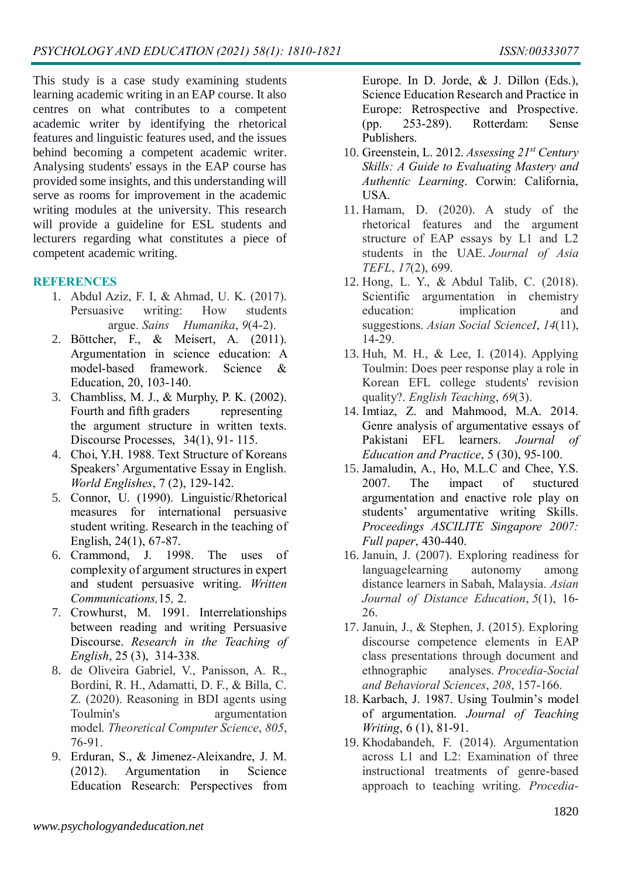This study is a case study examining students learning academic writing in an EAP course. It also centres on what contributes to a competent academic writer by identifying the rhetorical features and linguistic features used, and the issues behind becoming a competent academic writer. Analysing students' essays in the EAP course has provided some insights, and this understanding will serve as rooms for improvement in the academic writing modules at the university. This research will provide a guideline for ESL students and lecturers regarding what constitutes a piece of competent academic writing.

## REFERENCES

1. Abdul Aziz, F. I, & Ahmad, U. K. (2017). Persuasive writing: How students argue. *Sains Humanika*, *9*(4-2).
2. Böttcher, F., & Meisert, A. (2011). Argumentation in science education: A model-based framework. Science & Education, 20, 103-140.
3. Chambliss, M. J., & Murphy, P. K. (2002). Fourth and fifth graders representing the argument structure in written texts. Discourse Processes, 34(1), 91- 115.
4. Choi, Y.H. 1988. Text Structure of Koreans Speakers' Argumentative Essay in English. *World Englishes*, 7 (2), 129-142.
5. Connor, U. (1990). Linguistic/Rhetorical measures for international persuasive student writing. Research in the teaching of English, 24(1), 67-87.
6. Crammond, J. 1998. The uses of complexity of argument structures in expert and student persuasive writing. *Written Communications,*15*,* 2.
7. Crowhurst, M. 1991. Interrelationships between reading and writing Persuasive Discourse. *Research in the Teaching of English*, 25 (3), 314-338.
8. de Oliveira Gabriel, V., Panisson, A. R., Bordini, R. H., Adamatti, D. F., & Billa, C. Z. (2020). Reasoning in BDI agents using Toulmin's argumentation model. *Theoretical Computer Science*, *805*, 76-91.
9. Erduran, S., & Jimenez-Aleixandre, J. M. (2012). Argumentation in Science Education Research: Perspectives from Europe. In D. Jorde, & J. Dillon (Eds.), Science Education Research and Practice in Europe: Retrospective and Prospective. (pp. 253-289). Rotterdam: Sense Publishers.
10. Greenstein, L. 2012. *Assessing 21st Century Skills: A Guide to Evaluating Mastery and Authentic Learning*. Corwin: California, USA.
11. Hamam, D. (2020). A study of the rhetorical features and the argument structure of EAP essays by L1 and L2 students in the UAE. *Journal of Asia TEFL*, *17*(2), 699.
12. Hong, L. Y., & Abdul Talib, C. (2018). Scientific argumentation in chemistry education: implication and suggestions. *Asian Social ScienceI*, *14*(11), 14-29.
13. Huh, M. H., & Lee, I. (2014). Applying Toulmin: Does peer response play a role in Korean EFL college students' revision quality?. *English Teaching*, *69*(3).
14. Imtiaz, Z. and Mahmood, M.A. 2014. Genre analysis of argumentative essays of Pakistani EFL learners. *Journal of Education and Practice*, 5 (30), 95-100.
15. Jamaludin, A., Ho, M.L.C and Chee, Y.S. 2007. The impact of stuctured argumentation and enactive role play on students' argumentative writing Skills. *Proceedings ASCILITE Singapore 2007: Full paper*, 430-440.
16. Januin, J. (2007). Exploring readiness for languagelearning autonomy among distance learners in Sabah, Malaysia. *Asian Journal of Distance Education*, *5*(1), 16-26.
17. Januin, J., & Stephen, J. (2015). Exploring discourse competence elements in EAP class presentations through document and ethnographic analyses. *Procedia-Social and Behavioral Sciences*, *208*, 157-166.
18. Karbach, J. 1987. Using Toulmin's model of argumentation. *Journal of Teaching Writing*, 6 (1), 81-91.
19. Khodabandeh, F. (2014). Argumentation across L1 and L2: Examination of three instructional treatments of genre-based approach to teaching writing. *Procedia-*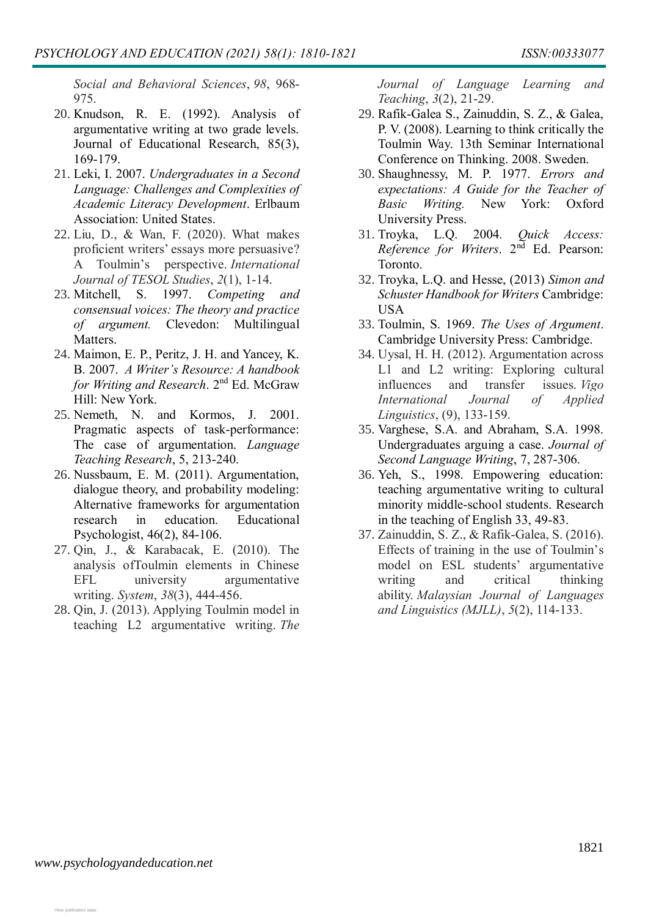*Social and Behavioral Sciences*, *98*, 968-975.

20. Knudson, R. E. (1992). Analysis of argumentative writing at two grade levels. Journal of Educational Research, 85(3), 169-179.
21. Leki, I. 2007. *Undergraduates in a Second Language: Challenges and Complexities of Academic Literacy Development*. Erlbaum Association: United States.
22. Liu, D., & Wan, F. (2020). What makes proficient writers' essays more persuasive? A Toulmin's perspective. *International Journal of TESOL Studies*, *2*(1), 1-14.
23. Mitchell, S. 1997. *Competing and consensual voices: The theory and practice of argument.* Clevedon: Multilingual Matters.
24. Maimon, E. P., Peritz, J. H. and Yancey, K. B. 2007. *A Writer's Resource: A handbook for Writing and Research*. 2nd Ed. McGraw Hill: New York.
25. Nemeth, N. and Kormos, J. 2001. Pragmatic aspects of task-performance: The case of argumentation. *Language Teaching Research*, 5, 213-240.
26. Nussbaum, E. M. (2011). Argumentation, dialogue theory, and probability modeling: Alternative frameworks for argumentation research in education. Educational Psychologist, 46(2), 84-106.
27. Qin, J., & Karabacak, E. (2010). The analysis ofToulmin elements in Chinese EFL university argumentative writing. *System*, *38*(3), 444-456.
28. Qin, J. (2013). Applying Toulmin model in teaching L2 argumentative writing. *The Journal of Language Learning and Teaching*, *3*(2), 21-29.
29. Rafik-Galea S., Zainuddin, S. Z., & Galea, P. V. (2008). Learning to think critically the Toulmin Way. 13th Seminar International Conference on Thinking. 2008. Sweden.
30. Shaughnessy, M. P. 1977. *Errors and expectations: A Guide for the Teacher of Basic Writing.* New York: Oxford University Press.
31. Troyka, L.Q. 2004. *Quick Access: Reference for Writers*. 2nd Ed. Pearson: Toronto.
32. Troyka, L.Q. and Hesse, (2013) *Simon and Schuster Handbook for Writers* Cambridge: USA
33. Toulmin, S. 1969. *The Uses of Argument*. Cambridge University Press: Cambridge.
34. Uysal, H. H. (2012). Argumentation across L1 and L2 writing: Exploring cultural influences and transfer issues. *Vigo International Journal of Applied Linguistics*, (9), 133-159.
35. Varghese, S.A. and Abraham, S.A. 1998. Undergraduates arguing a case. *Journal of Second Language Writing*, 7, 287-306.
36. Yeh, S., 1998. Empowering education: teaching argumentative writing to cultural minority middle-school students. Research in the teaching of English 33, 49-83.
37. Zainuddin, S. Z., & Rafik-Galea, S. (2016). Effects of training in the use of Toulmin's model on ESL students' argumentative writing and critical thinking ability. *Malaysian Journal of Languages and Linguistics (MJLL)*, *5*(2), 114-133.